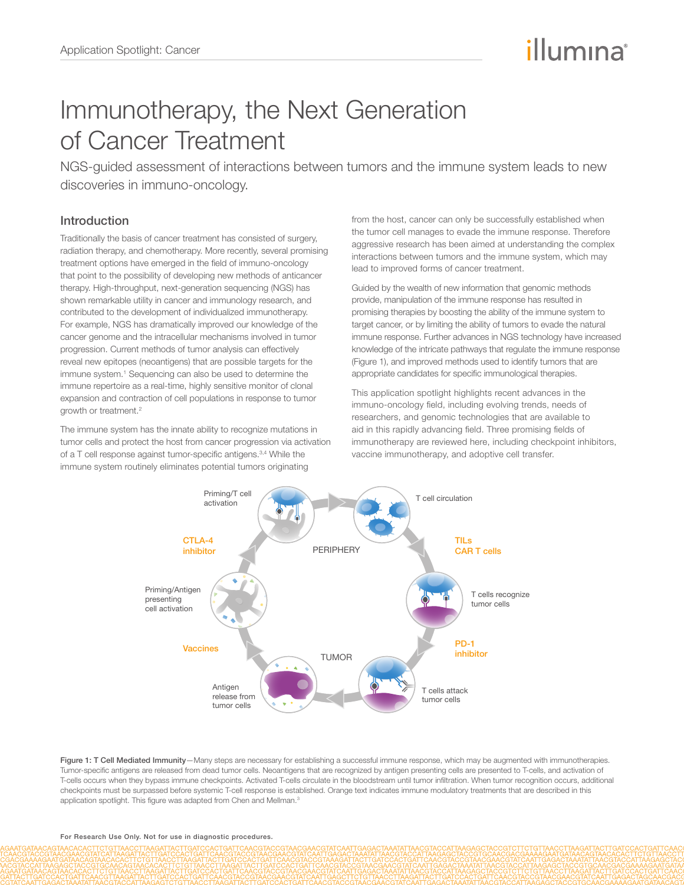# Immunotherapy, the Next Generation of Cancer Treatment

NGS-guided assessment of interactions between tumors and the immune system leads to new discoveries in immuno-oncology.

## Introduction

Traditionally the basis of cancer treatment has consisted of surgery, radiation therapy, and chemotherapy. More recently, several promising treatment options have emerged in the field of immuno-oncology that point to the possibility of developing new methods of anticancer therapy. High-throughput, next-generation sequencing (NGS) has shown remarkable utility in cancer and immunology research, and contributed to the development of individualized immunotherapy. For example, NGS has dramatically improved our knowledge of the cancer genome and the intracellular mechanisms involved in tumor progression. Current methods of tumor analysis can effectively reveal new epitopes (neoantigens) that are possible targets for the immune system.[1] Sequencing can also be used to determine the immune repertoire as a real-time, highly sensitive monitor of clonal expansion and contraction of cell populations in response to tumor growth or treatment.[2]

The immune system has the innate ability to recognize mutations in tumor cells and protect the host from cancer progression via activation of a T cell response against tumor-specific antigens.[3,4] While the immune system routinely eliminates potential tumors originating from the host, cancer can only be successfully established when the tumor cell manages to evade the immune response. Therefore aggressive research has been aimed at understanding the complex interactions between tumors and the immune system, which may lead to improved forms of cancer treatment.

Guided by the wealth of new information that genomic methods provide, manipulation of the immune response has resulted in promising therapies by boosting the ability of the immune system to target cancer, or by limiting the ability of tumors to evade the natural immune response. Further advances in NGS technology have increased knowledge of the intricate pathways that regulate the immune response (Figure 1), and improved methods used to identify tumors that are appropriate candidates for specific immunological therapies.

This application spotlight highlights recent advances in the immuno-oncology field, including evolving trends, needs of researchers, and genomic technologies that are available to aid in this rapidly advancing field. Three promising fields of immunotherapy are reviewed here, including checkpoint inhibitors, vaccine immunotherapy, and adoptive cell transfer.

Priming/T cell activation — T cell circulation — T cells recognize tumor cells — T cells attack tumor cells — Antigen release from tumor cells — Priming/Antigen presenting cell activation

PERIPHERY / TUMOR

CTLA-4 inhibitor; TILs, CAR T cells; PD-1 inhibitor; Vaccines

**Figure 1: T Cell Mediated Immunity**—Many steps are necessary for establishing a successful immune response, which may be augmented with immunotherapies. Tumor-specific antigens are released from dead tumor cells. Neoantigens that are recognized by antigen presenting cells are presented to T-cells, and activation of T-cells occurs when they bypass immune checkpoints. Activated T-cells circulate in the bloodstream until tumor infiltration. When tumor recognition occurs, additional checkpoints must be surpassed before systemic T-cell response is established. Orange text indicates immune modulatory treatments that are described in this application spotlight. This figure was adapted from Chen and Mellman.[3]

**For Research Use Only. Not for use in diagnostic procedures.**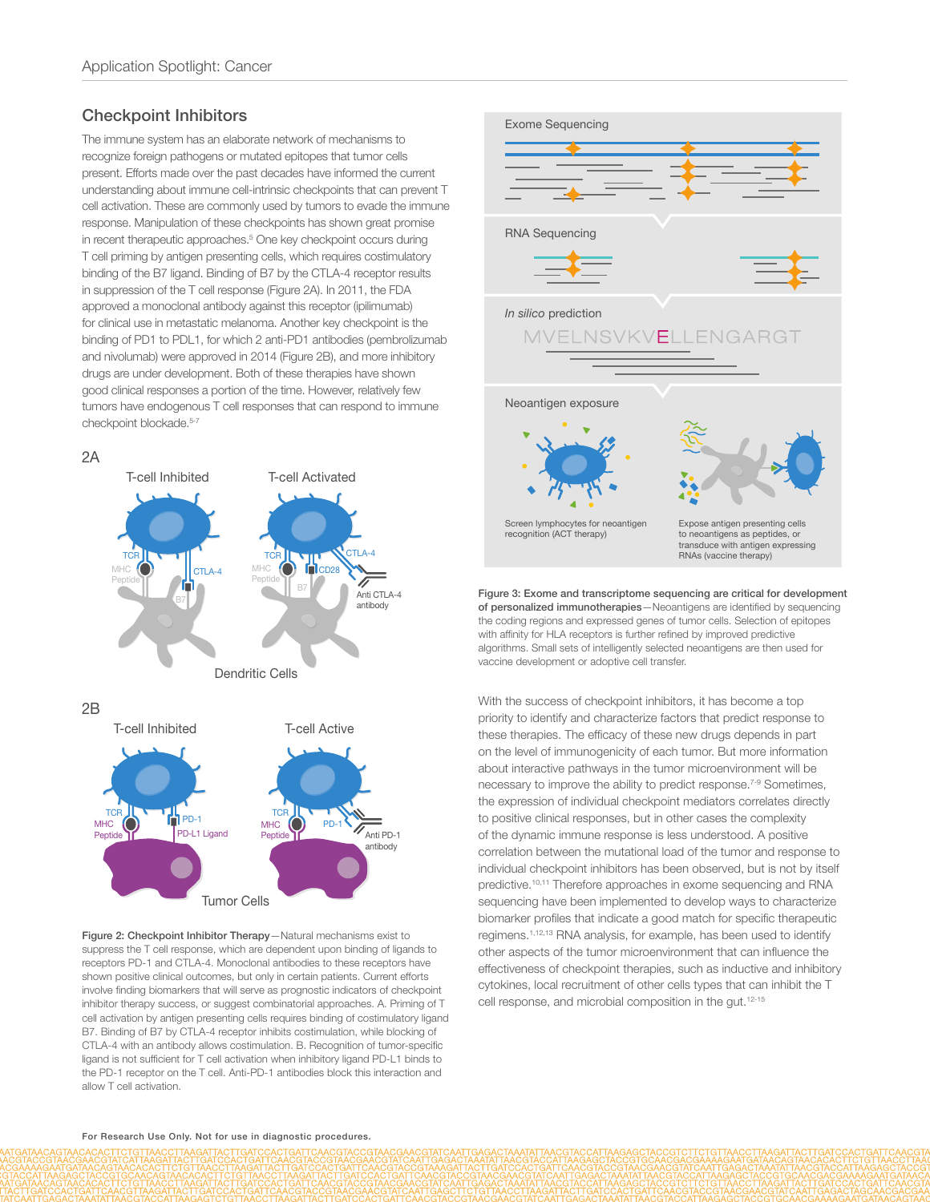## Checkpoint Inhibitors

The immune system has an elaborate network of mechanisms to recognize foreign pathogens or mutated epitopes that tumor cells present. Efforts made over the past decades have informed the current understanding about immune cell-intrinsic checkpoints that can prevent T cell activation. These are commonly used by tumors to evade the immune response. Manipulation of these checkpoints has shown great promise in recent therapeutic approaches.[5] One key checkpoint occurs during T cell priming by antigen presenting cells, which requires costimulatory binding of the B7 ligand. Binding of B7 by the CTLA-4 receptor results in suppression of the T cell response (Figure 2A). In 2011, the FDA approved a monoclonal antibody against this receptor (ipilimumab) for clinical use in metastatic melanoma. Another key checkpoint is the binding of PD1 to PDL1, for which 2 anti-PD1 antibodies (pembrolizumab and nivolumab) were approved in 2014 (Figure 2B), and more inhibitory drugs are under development. Both of these therapies have shown good clinical responses a portion of the time. However, relatively few tumors have endogenous T cell responses that can respond to immune checkpoint blockade.[5-7]

**Figure 2: Checkpoint Inhibitor Therapy**—Natural mechanisms exist to suppress the T cell response, which are dependent upon binding of ligands to receptors PD-1 and CTLA-4. Monoclonal antibodies to these receptors have shown positive clinical outcomes, but only in certain patients. Current efforts involve finding biomarkers that will serve as prognostic indicators of checkpoint inhibitor therapy success, or suggest combinatorial approaches. A. Priming of T cell activation by antigen presenting cells requires binding of costimulatory ligand B7. Binding of B7 by CTLA-4 receptor inhibits costimulation, while blocking of CTLA-4 with an antibody allows costimulation. B. Recognition of tumor-specific ligand is not sufficient for T cell activation when inhibitory ligand PD-L1 binds to the PD-1 receptor on the T cell. Anti-PD-1 antibodies block this interaction and allow T cell activation.

**Figure 3: Exome and transcriptome sequencing are critical for development of personalized immunotherapies**—Neoantigens are identified by sequencing the coding regions and expressed genes of tumor cells. Selection of epitopes with affinity for HLA receptors is further refined by improved predictive algorithms. Small sets of intelligently selected neoantigens are then used for vaccine development or adoptive cell transfer.

With the success of checkpoint inhibitors, it has become a top priority to identify and characterize factors that predict response to these therapies. The efficacy of these new drugs depends in part on the level of immunogenicity of each tumor. But more information about interactive pathways in the tumor microenvironment will be necessary to improve the ability to predict response.[7-9] Sometimes, the expression of individual checkpoint mediators correlates directly to positive clinical responses, but in other cases the complexity of the dynamic immune response is less understood. A positive correlation between the mutational load of the tumor and response to individual checkpoint inhibitors has been observed, but is not by itself predictive.[10,11] Therefore approaches in exome sequencing and RNA sequencing have been implemented to develop ways to characterize biomarker profiles that indicate a good match for specific therapeutic regimens.[1,12,13] RNA analysis, for example, has been used to identify other aspects of the tumor microenvironment that can influence the effectiveness of checkpoint therapies, such as inductive and inhibitory cytokines, local recruitment of other cells types that can inhibit the T cell response, and microbial composition in the gut.[12-15]

For Research Use Only. Not for use in diagnostic procedures.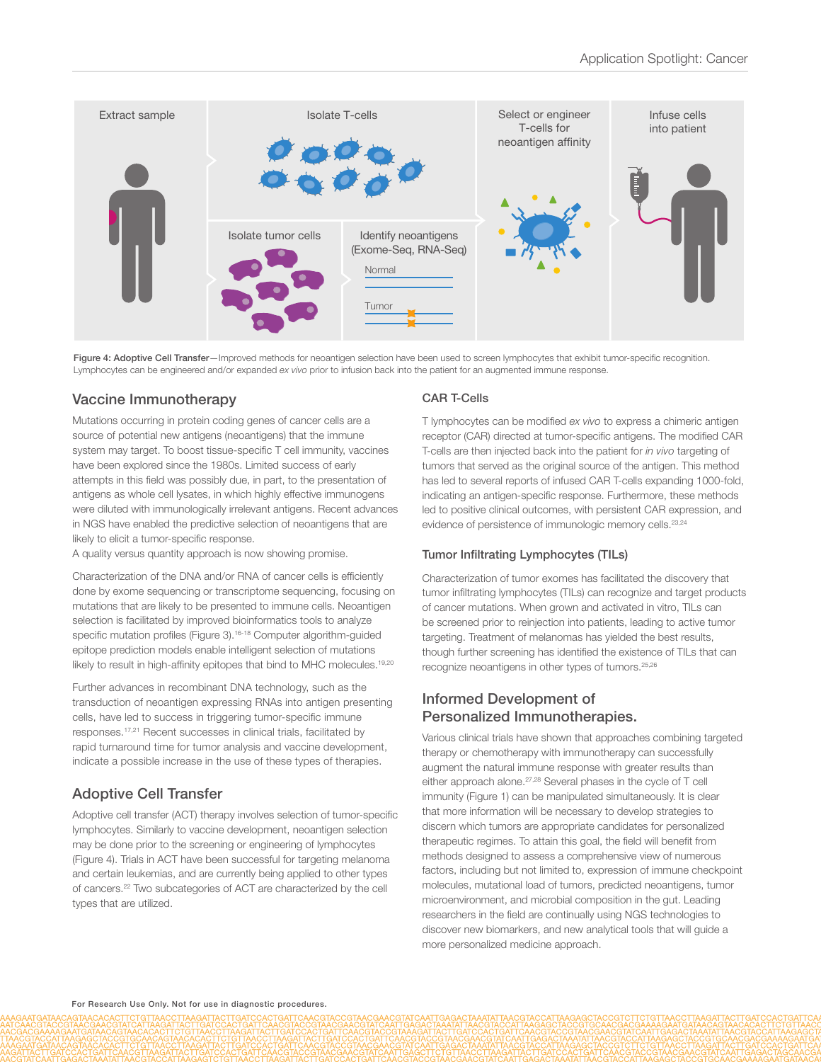Figure 4: Adoptive Cell Transfer—Improved methods for neoantigen selection have been used to screen lymphocytes that exhibit tumor-specific recognition. Lymphocytes can be engineered and/or expanded *ex vivo* prior to infusion back into the patient for an augmented immune response.

## Vaccine Immunotherapy

Mutations occurring in protein coding genes of cancer cells are a source of potential new antigens (neoantigens) that the immune system may target. To boost tissue-specific T cell immunity, vaccines have been explored since the 1980s. Limited success of early attempts in this field was possibly due, in part, to the presentation of antigens as whole cell lysates, in which highly effective immunogens were diluted with immunologically irrelevant antigens. Recent advances in NGS have enabled the predictive selection of neoantigens that are likely to elicit a tumor-specific response.
A quality versus quantity approach is now showing promise.

Characterization of the DNA and/or RNA of cancer cells is efficiently done by exome sequencing or transcriptome sequencing, focusing on mutations that are likely to be presented to immune cells. Neoantigen selection is facilitated by improved bioinformatics tools to analyze specific mutation profiles (Figure 3).[16-18] Computer algorithm-guided epitope prediction models enable intelligent selection of mutations likely to result in high-affinity epitopes that bind to MHC molecules.[19,20]

Further advances in recombinant DNA technology, such as the transduction of neoantigen expressing RNAs into antigen presenting cells, have led to success in triggering tumor-specific immune responses.[17,21] Recent successes in clinical trials, facilitated by rapid turnaround time for tumor analysis and vaccine development, indicate a possible increase in the use of these types of therapies.

## Adoptive Cell Transfer

Adoptive cell transfer (ACT) therapy involves selection of tumor-specific lymphocytes. Similarly to vaccine development, neoantigen selection may be done prior to the screening or engineering of lymphocytes (Figure 4). Trials in ACT have been successful for targeting melanoma and certain leukemias, and are currently being applied to other types of cancers.[22] Two subcategories of ACT are characterized by the cell types that are utilized.

### CAR T-Cells

T lymphocytes can be modified *ex vivo* to express a chimeric antigen receptor (CAR) directed at tumor-specific antigens. The modified CAR T-cells are then injected back into the patient for *in vivo* targeting of tumors that served as the original source of the antigen. This method has led to several reports of infused CAR T-cells expanding 1000-fold, indicating an antigen-specific response. Furthermore, these methods led to positive clinical outcomes, with persistent CAR expression, and evidence of persistence of immunologic memory cells.[23,24]

### Tumor Infiltrating Lymphocytes (TILs)

Characterization of tumor exomes has facilitated the discovery that tumor infiltrating lymphocytes (TILs) can recognize and target products of cancer mutations. When grown and activated in vitro, TILs can be screened prior to reinjection into patients, leading to active tumor targeting. Treatment of melanomas has yielded the best results, though further screening has identified the existence of TILs that can recognize neoantigens in other types of tumors.[25,26]

## Informed Development of Personalized Immunotherapies.

Various clinical trials have shown that approaches combining targeted therapy or chemotherapy with immunotherapy can successfully augment the natural immune response with greater results than either approach alone.[27,28] Several phases in the cycle of T cell immunity (Figure 1) can be manipulated simultaneously. It is clear that more information will be necessary to develop strategies to discern which tumors are appropriate candidates for personalized therapeutic regimes. To attain this goal, the field will benefit from methods designed to assess a comprehensive view of numerous factors, including but not limited to, expression of immune checkpoint molecules, mutational load of tumors, predicted neoantigens, tumor microenvironment, and microbial composition in the gut. Leading researchers in the field are continually using NGS technologies to discover new biomarkers, and new analytical tools that will guide a more personalized medicine approach.

For Research Use Only. Not for use in diagnostic procedures.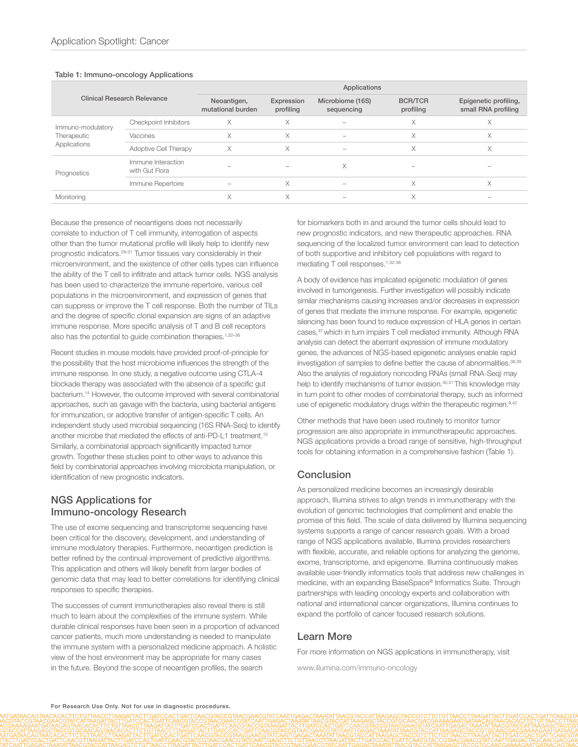**Table 1: Immuno-oncology Applications**

| Clinical Research Relevance | | Applications | | | | |
|---|---|---|---|---|---|---|
| | | Neoantigen, mutational burden | Expression profiling | Microbiome (16S) sequencing | BCR/TCR profiling | Epigenetic profiling, small RNA profiling |
| Immuno-modulatory Therapeutic Applications | Checkpoint Inhibitors | X | X | – | X | X |
| | Vaccines | X | X | – | X | X |
| | Adoptive Cell Therapy | X | X | – | X | X |
| Prognostics | Immune Interaction with Gut Flora | – | – | X | – | – |
| | Immune Repertoire | – | X | – | X | X |
| Monitoring | | X | X | – | X | – |

Because the presence of neoantigens does not necessarily correlate to induction of T cell immunity, interrogation of aspects other than the tumor mutational profile will likely help to identify new prognostic indicators.[29-31] Tumor tissues vary considerably in their microenvironment, and the existence of other cells types can influence the ability of the T cell to infiltrate and attack tumor cells. NGS analysis has been used to characterize the immune repertoire, various cell populations in the microenvironment, and expression of genes that can suppress or improve the T cell response. Both the number of TILs and the degree of specific clonal expansion are signs of an adaptive immune response. More specific analysis of T and B cell receptors also has the potential to guide combination therapies.[1,32-36]

Recent studies in mouse models have provided proof-of-principle for the possibility that the host microbiome influences the strength of the immune response. In one study, a negative outcome using CTLA-4 blockade therapy was associated with the absence of a specific gut bacterium.[14] However, the outcome improved with several combinatorial approaches, such as gavage with the bacteria, using bacterial antigens for immunization, or adoptive transfer of antigen-specific T cells. An independent study used microbial sequencing (16S RNA-Seq) to identify another microbe that mediated the effects of anti-PD-L1 treatment.[15] Similarly, a combinatorial approach significantly impacted tumor growth. Together these studies point to other ways to advance this field by combinatorial approaches involving microbiota manipulation, or identification of new prognostic indicators.

## NGS Applications for Immuno-oncology Research

The use of exome sequencing and transcriptome sequencing have been critical for the discovery, development, and understanding of immune modulatory therapies. Furthermore, neoantigen prediction is better refined by the continual improvement of predictive algorithms. This application and others will likely benefit from larger bodies of genomic data that may lead to better correlations for identifying clinical responses to specific therapies.

The successes of current immunotherapies also reveal there is still much to learn about the complexities of the immune system. While durable clinical responses have been seen in a proportion of advanced cancer patients, much more understanding is needed to manipulate the immune system with a personalized medicine approach. A holistic view of the host environment may be appropriate for many cases in the future. Beyond the scope of neoantigen profiles, the search for biomarkers both in and around the tumor cells should lead to new prognostic indicators, and new therapeutic approaches. RNA sequencing of the localized tumor environment can lead to detection of both supportive and inhibitory cell populations with regard to mediating T cell responses.[1,32-36]

A body of evidence has implicated epigenetic modulation of genes involved in tumorigenesis. Further investigation will possibly indicate similar mechanisms causing increases and/or decreases in expression of genes that mediate the immune response. For example, epigenetic silencing has been found to reduce expression of HLA genes in certain cases,[37] which in turn impairs T cell mediated immunity. Although RNA analysis can detect the aberrant expression of immune modulatory genes, the advances of NGS-based epigenetic analyses enable rapid investigation of samples to define better the cause of abnormalities.[38,39] Also the analysis of regulatory noncoding RNAs (small RNA-Seq) may help to identify mechanisms of tumor evasion.[40,41] This knowledge may in turn point to other modes of combinatorial therapy, such as informed use of epigenetic modulatory drugs within the therapeutic regimen.[9,42]

Other methods that have been used routinely to monitor tumor progression are also appropriate in immunotherapeutic approaches. NGS applications provide a broad range of sensitive, high-throughput tools for obtaining information in a comprehensive fashion (Table 1).

## Conclusion

As personalized medicine becomes an increasingly desirable approach, Illumina strives to align trends in immunotherapy with the evolution of genomic technologies that compliment and enable the promise of this field. The scale of data delivered by Illumina sequencing systems supports a range of cancer research goals. With a broad range of NGS applications available, Illumina provides researchers with flexible, accurate, and reliable options for analyzing the genome, exome, transcriptome, and epigenome. Illumina continuously makes available user-friendly informatics tools that address new challenges in medicine, with an expanding BaseSpace® Informatics Suite. Through partnerships with leading oncology experts and collaboration with national and international cancer organizations, Illumina continues to expand the portfolio of cancer focused research solutions.

## Learn More

For more information on NGS applications in immunotherapy, visit

www.illumina.com/immuno-oncology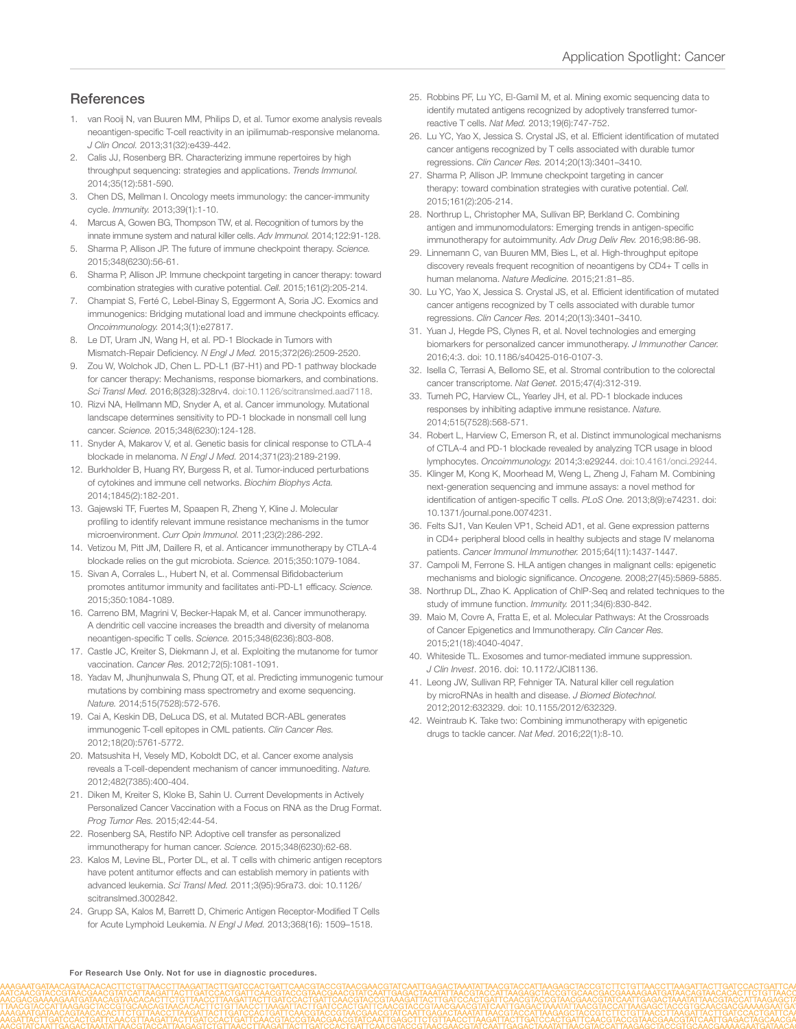## References

1. van Rooij N, van Buuren MM, Philips D, et al. Tumor exome analysis reveals neoantigen-specific T-cell reactivity in an ipilimumab-responsive melanoma. *J Clin Oncol.* 2013;31(32):e439-442.
2. Calis JJ, Rosenberg BR. Characterizing immune repertoires by high throughput sequencing: strategies and applications. *Trends Immunol.* 2014;35(12):581-590.
3. Chen DS, Mellman I. Oncology meets immunology: the cancer-immunity cycle. *Immunity.* 2013;39(1):1-10.
4. Marcus A, Gowen BG, Thompson TW, et al. Recognition of tumors by the innate immune system and natural killer cells. *Adv Immunol.* 2014;122:91-128.
5. Sharma P, Allison JP. The future of immune checkpoint therapy. *Science.* 2015;348(6230):56-61.
6. Sharma P, Allison JP. Immune checkpoint targeting in cancer therapy: toward combination strategies with curative potential. *Cell.* 2015;161(2):205-214.
7. Champiat S, Ferté C, Lebel-Binay S, Eggermont A, Soria JC. Exomics and immunogenics: Bridging mutational load and immune checkpoints efficacy. *Oncoimmunology.* 2014;3(1):e27817.
8. Le DT, Uram JN, Wang H, et al. PD-1 Blockade in Tumors with Mismatch-Repair Deficiency. *N Engl J Med.* 2015;372(26):2509-2520.
9. Zou W, Wolchok JD, Chen L. PD-L1 (B7-H1) and PD-1 pathway blockade for cancer therapy: Mechanisms, response biomarkers, and combinations. *Sci Transl Med.* 2016;8(328):328rv4. doi:10.1126/scitranslmed.aad7118.
10. Rizvi NA, Hellmann MD, Snyder A, et al. Cancer immunology. Mutational landscape determines sensitivity to PD-1 blockade in nonsmall cell lung cancer. *Science.* 2015;348(6230):124-128.
11. Snyder A, Makarov V, et al. Genetic basis for clinical response to CTLA-4 blockade in melanoma. *N Engl J Med.* 2014;371(23):2189-2199.
12. Burkholder B, Huang RY, Burgess R, et al. Tumor-induced perturbations of cytokines and immune cell networks. *Biochim Biophys Acta.* 2014;1845(2):182-201.
13. Gajewski TF, Fuertes M, Spaapen R, Zheng Y, Kline J. Molecular profiling to identify relevant immune resistance mechanisms in the tumor microenvironment. *Curr Opin Immunol.* 2011;23(2):286-292.
14. Vetizou M, Pitt JM, Daillere R, et al. Anticancer immunotherapy by CTLA-4 blockade relies on the gut microbiota. *Science.* 2015;350:1079-1084.
15. Sivan A, Corrales L., Hubert N, et al. Commensal Bifidobacterium promotes antitumor immunity and facilitates anti-PD-L1 efficacy. *Science.* 2015;350:1084-1089.
16. Carreno BM, Magrini V, Becker-Hapak M, et al. Cancer immunotherapy. A dendritic cell vaccine increases the breadth and diversity of melanoma neoantigen-specific T cells. *Science.* 2015;348(6236):803-808.
17. Castle JC, Kreiter S, Diekmann J, et al. Exploiting the mutanome for tumor vaccination. *Cancer Res.* 2012;72(5):1081-1091.
18. Yadav M, Jhunjhunwala S, Phung QT, et al. Predicting immunogenic tumour mutations by combining mass spectrometry and exome sequencing. *Nature.* 2014;515(7528):572-576.
19. Cai A, Keskin DB, DeLuca DS, et al. Mutated BCR-ABL generates immunogenic T-cell epitopes in CML patients. *Clin Cancer Res.* 2012;18(20):5761-5772.
20. Matsushita H, Vesely MD, Koboldt DC, et al. Cancer exome analysis reveals a T-cell-dependent mechanism of cancer immunoediting. *Nature.* 2012;482(7385):400-404.
21. Diken M, Kreiter S, Kloke B, Sahin U. Current Developments in Actively Personalized Cancer Vaccination with a Focus on RNA as the Drug Format. *Prog Tumor Res.* 2015;42:44-54.
22. Rosenberg SA, Restifo NP. Adoptive cell transfer as personalized immunotherapy for human cancer. *Science.* 2015;348(6230):62-68.
23. Kalos M, Levine BL, Porter DL, et al. T cells with chimeric antigen receptors have potent antitumor effects and can establish memory in patients with advanced leukemia. *Sci Transl Med.* 2011;3(95):95ra73. doi: 10.1126/scitranslmed.3002842.
24. Grupp SA, Kalos M, Barrett D, Chimeric Antigen Receptor-Modified T Cells for Acute Lymphoid Leukemia. *N Engl J Med.* 2013;368(16): 1509–1518.
25. Robbins PF, Lu YC, El-Gamil M, et al. Mining exomic sequencing data to identify mutated antigens recognized by adoptively transferred tumor-reactive T cells. *Nat Med.* 2013;19(6):747-752.
26. Lu YC, Yao X, Jessica S. Crystal JS, et al. Efficient identification of mutated cancer antigens recognized by T cells associated with durable tumor regressions. *Clin Cancer Res.* 2014;20(13):3401–3410.
27. Sharma P, Allison JP. Immune checkpoint targeting in cancer therapy: toward combination strategies with curative potential. *Cell.* 2015;161(2):205-214.
28. Northrup L, Christopher MA, Sullivan BP, Berkland C. Combining antigen and immunomodulators: Emerging trends in antigen-specific immunotherapy for autoimmunity. *Adv Drug Deliv Rev.* 2016;98:86-98.
29. Linnemann C, van Buuren MM, Bies L, et al. High-throughput epitope discovery reveals frequent recognition of neoantigens by CD4+ T cells in human melanoma. *Nature Medicine.* 2015;21:81–85.
30. Lu YC, Yao X, Jessica S. Crystal JS, et al. Efficient identification of mutated cancer antigens recognized by T cells associated with durable tumor regressions. *Clin Cancer Res.* 2014;20(13):3401–3410.
31. Yuan J, Hegde PS, Clynes R, et al. Novel technologies and emerging biomarkers for personalized cancer immunotherapy. *J Immunother Cancer.* 2016;4:3. doi: 10.1186/s40425-016-0107-3.
32. Isella C, Terrasi A, Bellomo SE, et al. Stromal contribution to the colorectal cancer transcriptome. *Nat Genet.* 2015;47(4):312-319.
33. Tumeh PC, Harview CL, Yearley JH, et al. PD-1 blockade induces responses by inhibiting adaptive immune resistance. *Nature.* 2014;515(7528):568-571.
34. Robert L, Harview C, Emerson R, et al. Distinct immunological mechanisms of CTLA-4 and PD-1 blockade revealed by analyzing TCR usage in blood lymphocytes. *Oncoimmunology.* 2014;3:e29244. doi:10.4161/onci.29244.
35. Klinger M, Kong K, Moorhead M, Weng L, Zheng J, Faham M. Combining next-generation sequencing and immune assays: a novel method for identification of antigen-specific T cells. *PLoS One.* 2013;8(9):e74231. doi: 10.1371/journal.pone.0074231.
36. Felts SJ1, Van Keulen VP1, Scheid AD1, et al. Gene expression patterns in CD4+ peripheral blood cells in healthy subjects and stage IV melanoma patients. *Cancer Immunol Immunother.* 2015;64(11):1437-1447.
37. Campoli M, Ferrone S. HLA antigen changes in malignant cells: epigenetic mechanisms and biologic significance. *Oncogene.* 2008;27(45):5869-5885.
38. Northrup DL, Zhao K. Application of ChIP-Seq and related techniques to the study of immune function. *Immunity.* 2011;34(6):830-842.
39. Maio M, Covre A, Fratta E, et al. Molecular Pathways: At the Crossroads of Cancer Epigenetics and Immunotherapy. *Clin Cancer Res.* 2015;21(18):4040-4047.
40. Whiteside TL. Exosomes and tumor-mediated immune suppression. *J Clin Invest*. 2016. doi: 10.1172/JCI81136.
41. Leong JW, Sullivan RP, Fehniger TA. Natural killer cell regulation by microRNAs in health and disease. *J Biomed Biotechnol.* 2012;2012:632329. doi: 10.1155/2012/632329.
42. Weintraub K. Take two: Combining immunotherapy with epigenetic drugs to tackle cancer. *Nat Med*. 2016;22(1):8-10.

**For Research Use Only. Not for use in diagnostic procedures.**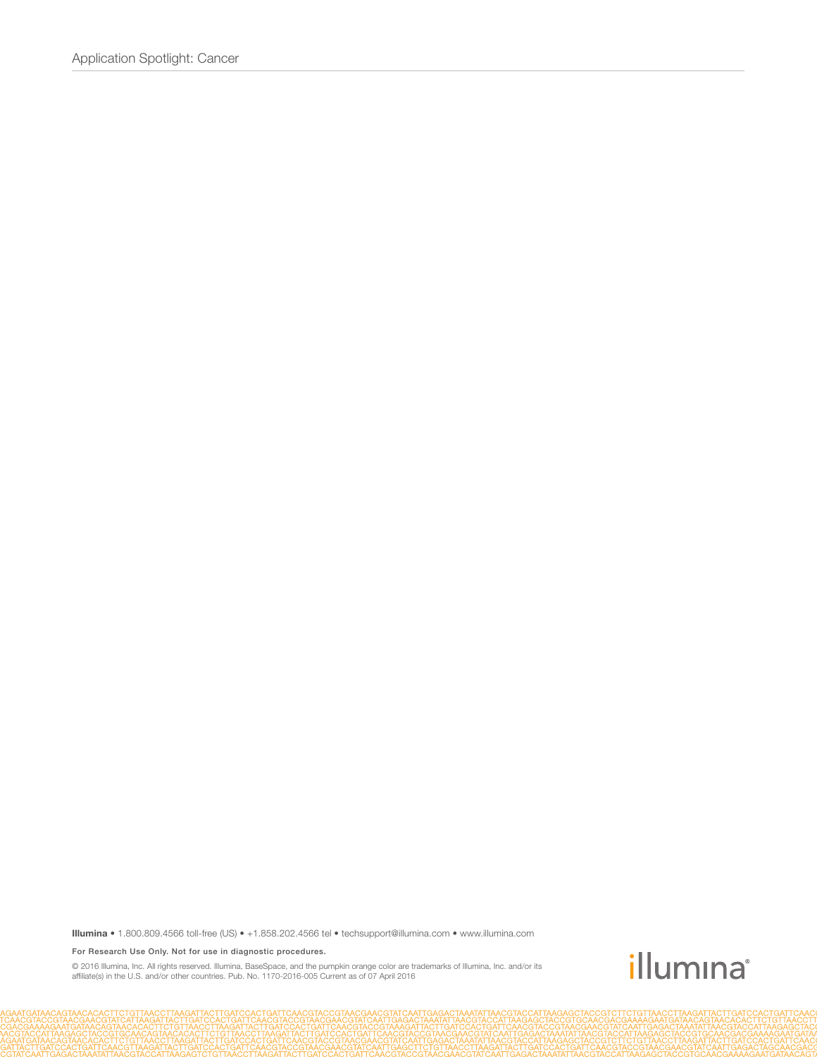**Illumina** • 1.800.809.4566 toll-free (US) • +1.858.202.4566 tel • techsupport@illumina.com • www.illumina.com

For Research Use Only. Not for use in diagnostic procedures.

© 2016 Illumina, Inc. All rights reserved. Illumina, BaseSpace, and the pumpkin orange color are trademarks of Illumina, Inc. and/or its affiliate(s) in the U.S. and/or other countries. Pub. No. 1170-2016-005 Current as of 07 April 2016